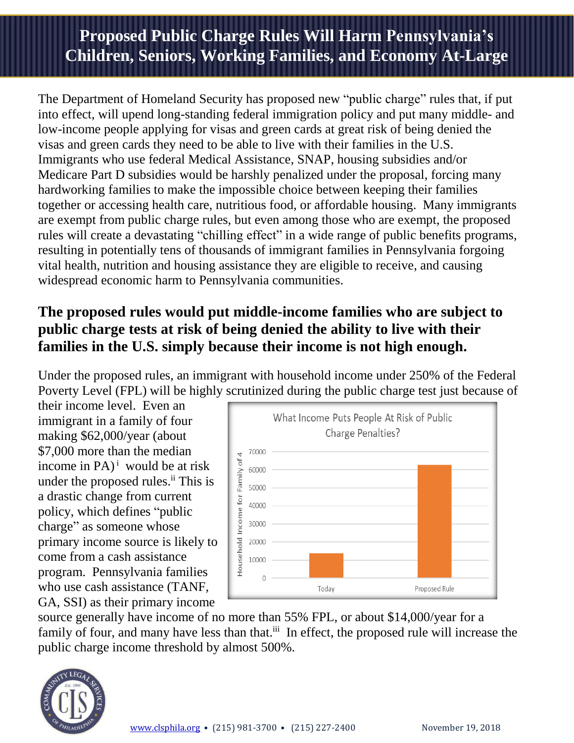# Proposed Public Charge Rules Will Harm Pennsylvania's Children, Seniors, Working Families, and Economy At-Large

The Department of Homeland Security has proposed new "public charge" rules that, if put into effect, will upend long-standing federal immigration policy and put many middle- and low-income people applying for visas and green cards at great risk of being denied the visas and green cards they need to be able to live with their families in the U.S. Immigrants who use federal Medical Assistance, SNAP, housing subsidies and/or Medicare Part D subsidies would be harshly penalized under the proposal, forcing many hardworking families to make the impossible choice between keeping their families together or accessing health care, nutritious food, or affordable housing. Many immigrants are exempt from public charge rules, but even among those who are exempt, the proposed rules will create a devastating "chilling effect" in a wide range of public benefits programs, resulting in potentially tens of thousands of immigrant families in Pennsylvania forgoing vital health, nutrition and housing assistance they are eligible to receive, and causing widespread economic harm to Pennsylvania communities.

## The proposed rules would put middle-income families who are subject to public charge tests at risk of being denied the ability to live with their families in the U.S. simply because their income is not high enough.

Under the proposed rules, an immigrant with household income under 250% of the Federal Poverty Level (FPL) will be highly scrutinized during the public charge test just because of their income level. Even an immigrant in a family of four making $62,000/year (about $7,000 more than the median income in PA)[i] would be at risk under the proposed rules.[ii] This is a drastic change from current policy, which defines "public charge" as someone whose primary income source is likely to come from a cash assistance program. Pennsylvania families who use cash assistance (TANF, GA, SSI) as their primary income source generally have income of no more than 55% FPL, or about $14,000/year for a family of four, and many have less than that.[iii] In effect, the proposed rule will increase the public charge income threshold by almost 500%.

**What Income Puts People At Risk of Public Charge Penalties?**

| | Household Income for Family of 4 |
|---|---|
| Today | ~14,000 |
| Proposed Rule | ~62,000 |

www.clsphila.org • (215) 981-3700 • (215) 227-2400 November 19, 2018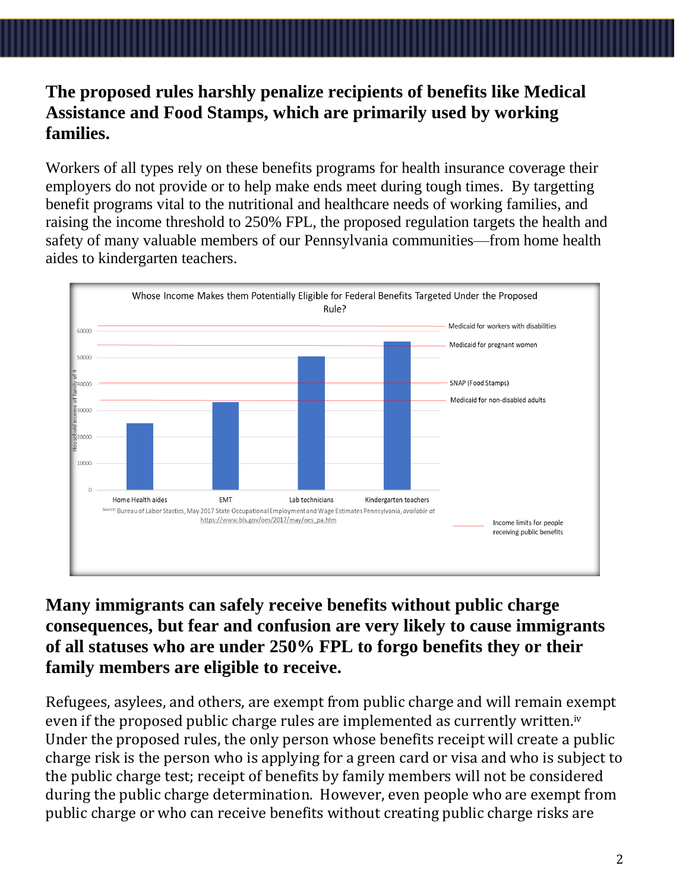## The proposed rules harshly penalize recipients of benefits like Medical Assistance and Food Stamps, which are primarily used by working families.

Workers of all types rely on these benefits programs for health insurance coverage their employers do not provide or to help make ends meet during tough times. By targetting benefit programs vital to the nutritional and healthcare needs of working families, and raising the income threshold to 250% FPL, the proposed regulation targets the health and safety of many valuable members of our Pennsylvania communities—from home health aides to kindergarten teachers.

Whose Income Makes them Potentially Eligible for Federal Benefits Targeted Under the Proposed Rule?

Source: Bureau of Labor Stastics, May 2017 State Occupational Employment and Wage Estimates Pennsylvania, *available at* https://www.bls.gov/oes/2017/may/oes_pa.htm

Income limits for people receiving public benefits

## Many immigrants can safely receive benefits without public charge consequences, but fear and confusion are very likely to cause immigrants of all statuses who are under 250% FPL to forgo benefits they or their family members are eligible to receive.

Refugees, asylees, and others, are exempt from public charge and will remain exempt even if the proposed public charge rules are implemented as currently written.[iv] Under the proposed rules, the only person whose benefits receipt will create a public charge risk is the person who is applying for a green card or visa and who is subject to the public charge test; receipt of benefits by family members will not be considered during the public charge determination. However, even people who are exempt from public charge or who can receive benefits without creating public charge risks are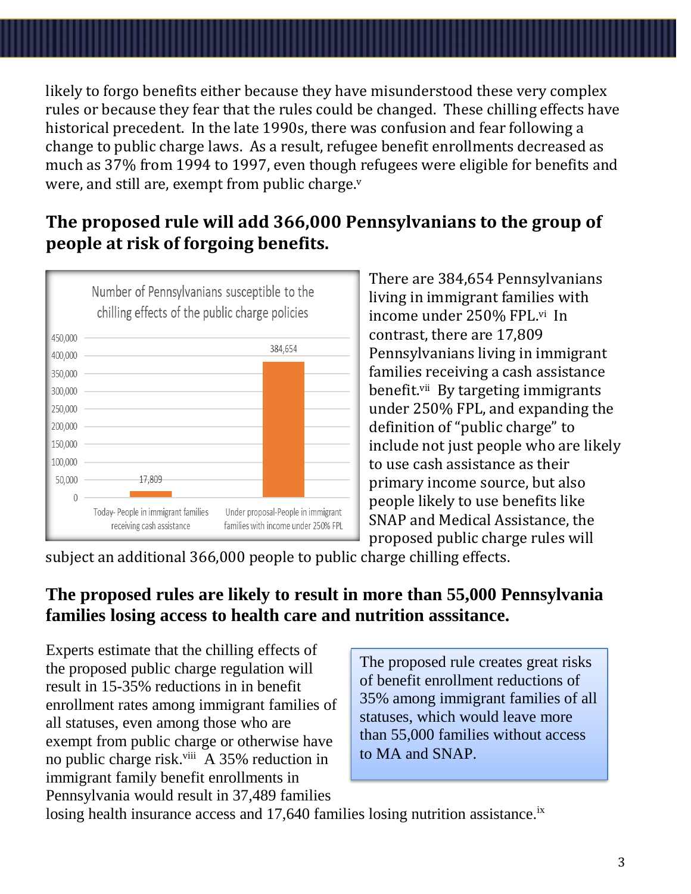likely to forgo benefits either because they have misunderstood these very complex rules or because they fear that the rules could be changed. These chilling effects have historical precedent. In the late 1990s, there was confusion and fear following a change to public charge laws. As a result, refugee benefit enrollments decreased as much as 37% from 1994 to 1997, even though refugees were eligible for benefits and were, and still are, exempt from public charge.[v]

## The proposed rule will add 366,000 Pennsylvanians to the group of people at risk of forgoing benefits.

Number of Pennsylvanians susceptible to the chilling effects of the public charge policies

| | Number of people |
|---|---|
| Today- People in immigrant families receiving cash assistance | 17,809 |
| Under proposal-People in immigrant families with income under 250% FPL | 384,654 |

There are 384,654 Pennsylvanians living in immigrant families with income under 250% FPL.[vi] In contrast, there are 17,809 Pennsylvanians living in immigrant families receiving a cash assistance benefit.[vii] By targeting immigrants under 250% FPL, and expanding the definition of "public charge" to include not just people who are likely to use cash assistance as their primary income source, but also people likely to use benefits like SNAP and Medical Assistance, the proposed public charge rules will subject an additional 366,000 people to public charge chilling effects.

## The proposed rules are likely to result in more than 55,000 Pennsylvania families losing access to health care and nutrition asssitance.

Experts estimate that the chilling effects of the proposed public charge regulation will result in 15-35% reductions in in benefit enrollment rates among immigrant families of all statuses, even among those who are exempt from public charge or otherwise have no public charge risk.[viii] A 35% reduction in immigrant family benefit enrollments in Pennsylvania would result in 37,489 families losing health insurance access and 17,640 families losing nutrition assistance.[ix]

> The proposed rule creates great risks of benefit enrollment reductions of 35% among immigrant families of all statuses, which would leave more than 55,000 families without access to MA and SNAP.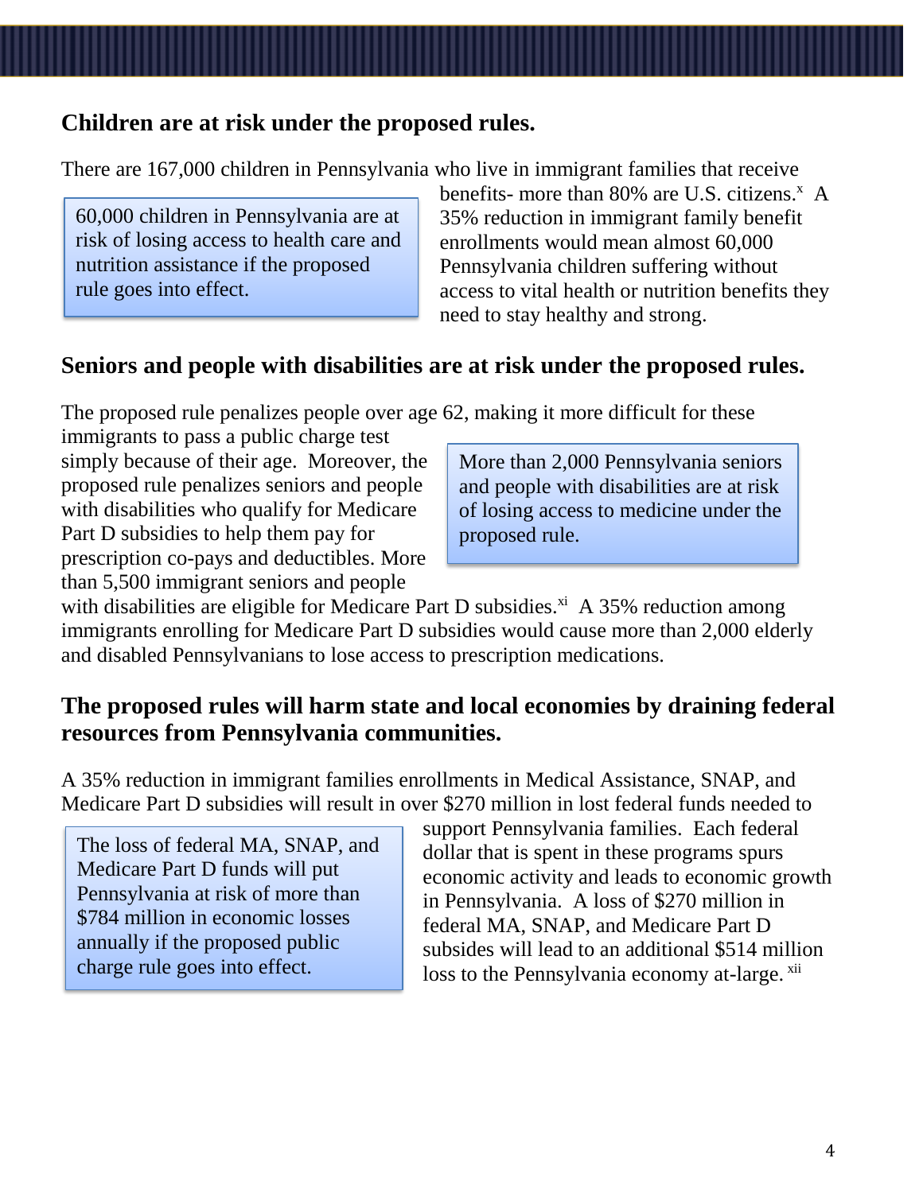## Children are at risk under the proposed rules.

There are 167,000 children in Pennsylvania who live in immigrant families that receive benefits- more than 80% are U.S. citizens.[x] A 35% reduction in immigrant family benefit enrollments would mean almost 60,000 Pennsylvania children suffering without access to vital health or nutrition benefits they need to stay healthy and strong.

> 60,000 children in Pennsylvania are at risk of losing access to health care and nutrition assistance if the proposed rule goes into effect.

## Seniors and people with disabilities are at risk under the proposed rules.

The proposed rule penalizes people over age 62, making it more difficult for these immigrants to pass a public charge test simply because of their age. Moreover, the proposed rule penalizes seniors and people with disabilities who qualify for Medicare Part D subsidies to help them pay for prescription co-pays and deductibles. More than 5,500 immigrant seniors and people with disabilities are eligible for Medicare Part D subsidies.[xi] A 35% reduction among immigrants enrolling for Medicare Part D subsidies would cause more than 2,000 elderly and disabled Pennsylvanians to lose access to prescription medications.

> More than 2,000 Pennsylvania seniors and people with disabilities are at risk of losing access to medicine under the proposed rule.

## The proposed rules will harm state and local economies by draining federal resources from Pennsylvania communities.

A 35% reduction in immigrant families enrollments in Medical Assistance, SNAP, and Medicare Part D subsidies will result in over $270 million in lost federal funds needed to support Pennsylvania families. Each federal dollar that is spent in these programs spurs economic activity and leads to economic growth in Pennsylvania. A loss of $270 million in federal MA, SNAP, and Medicare Part D subsides will lead to an additional $514 million loss to the Pennsylvania economy at-large.[xii]

> The loss of federal MA, SNAP, and Medicare Part D funds will put Pennsylvania at risk of more than $784 million in economic losses annually if the proposed public charge rule goes into effect.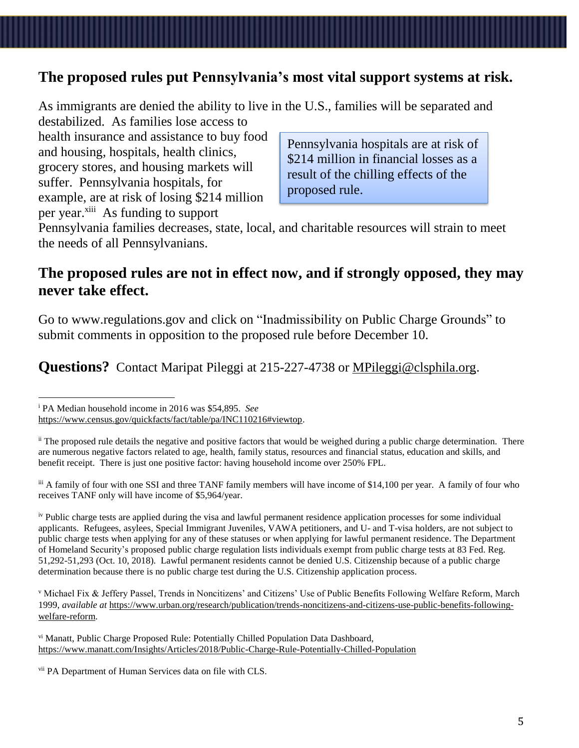## The proposed rules put Pennsylvania's most vital support systems at risk.

As immigrants are denied the ability to live in the U.S., families will be separated and destabilized. As families lose access to health insurance and assistance to buy food and housing, hospitals, health clinics, grocery stores, and housing markets will suffer. Pennsylvania hospitals, for example, are at risk of losing $214 million per year.[xiii] As funding to support Pennsylvania families decreases, state, local, and charitable resources will strain to meet the needs of all Pennsylvanians.

> Pennsylvania hospitals are at risk of $214 million in financial losses as a result of the chilling effects of the proposed rule.

## The proposed rules are not in effect now, and if strongly opposed, they may never take effect.

Go to www.regulations.gov and click on "Inadmissibility on Public Charge Grounds" to submit comments in opposition to the proposed rule before December 10.

**Questions?** Contact Maripat Pileggi at 215-227-4738 or MPileggi@clsphila.org.

---

[i] PA Median household income in 2016 was $54,895. *See* https://www.census.gov/quickfacts/fact/table/pa/INC110216#viewtop.

[ii] The proposed rule details the negative and positive factors that would be weighed during a public charge determination. There are numerous negative factors related to age, health, family status, resources and financial status, education and skills, and benefit receipt. There is just one positive factor: having household income over 250% FPL.

[iii] A family of four with one SSI and three TANF family members will have income of $14,100 per year. A family of four who receives TANF only will have income of $5,964/year.

[iv] Public charge tests are applied during the visa and lawful permanent residence application processes for some individual applicants. Refugees, asylees, Special Immigrant Juveniles, VAWA petitioners, and U- and T-visa holders, are not subject to public charge tests when applying for any of these statuses or when applying for lawful permanent residence. The Department of Homeland Security's proposed public charge regulation lists individuals exempt from public charge tests at 83 Fed. Reg. 51,292-51,293 (Oct. 10, 2018). Lawful permanent residents cannot be denied U.S. Citizenship because of a public charge determination because there is no public charge test during the U.S. Citizenship application process.

[v] Michael Fix & Jeffery Passel, Trends in Noncitizens' and Citizens' Use of Public Benefits Following Welfare Reform, March 1999, *available at* https://www.urban.org/research/publication/trends-noncitizens-and-citizens-use-public-benefits-following-welfare-reform.

[vi] Manatt, Public Charge Proposed Rule: Potentially Chilled Population Data Dashboard, https://www.manatt.com/Insights/Articles/2018/Public-Charge-Rule-Potentially-Chilled-Population

[vii] PA Department of Human Services data on file with CLS.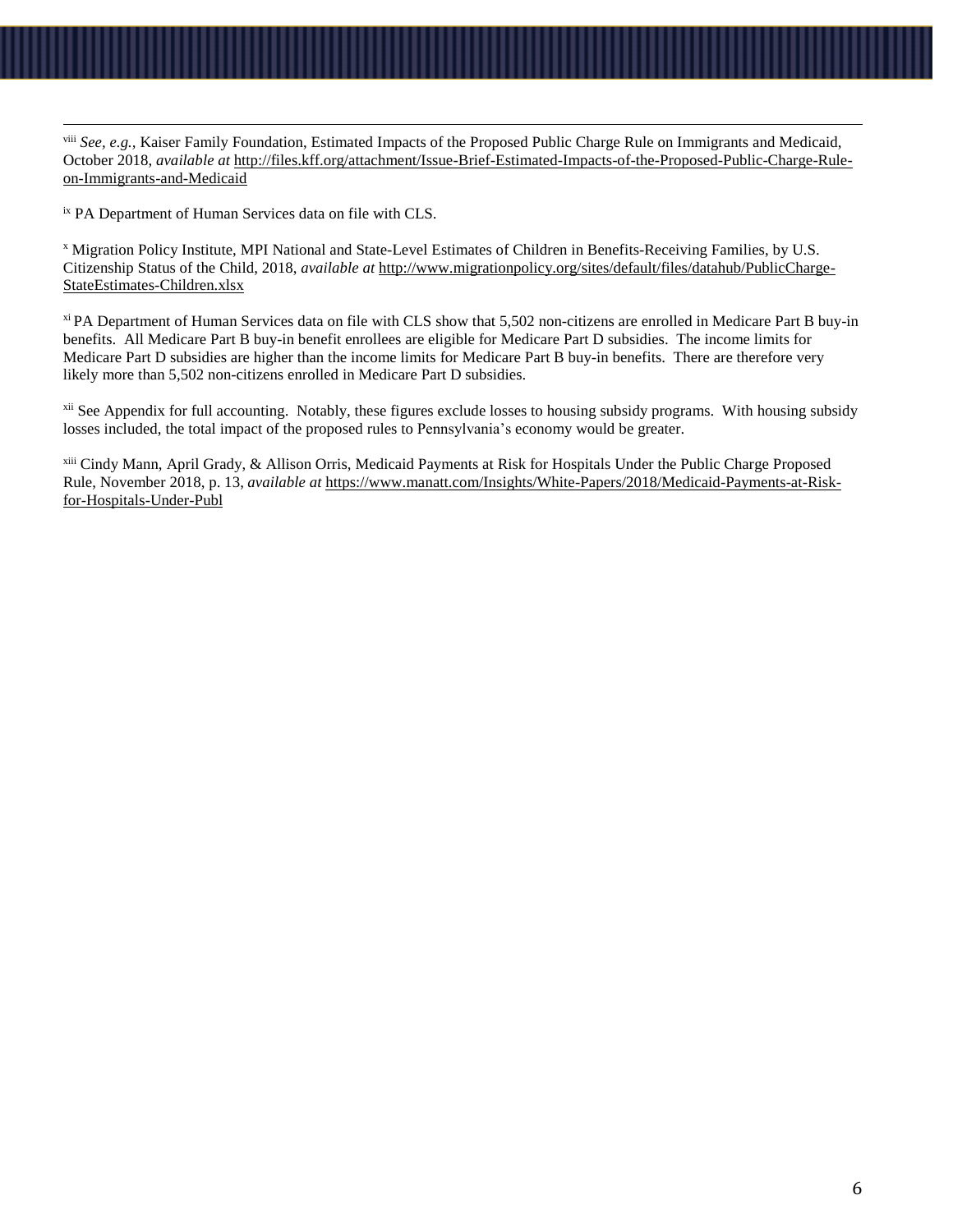[viii] *See, e.g.*, Kaiser Family Foundation, Estimated Impacts of the Proposed Public Charge Rule on Immigrants and Medicaid, October 2018, *available at* http://files.kff.org/attachment/Issue-Brief-Estimated-Impacts-of-the-Proposed-Public-Charge-Rule-on-Immigrants-and-Medicaid

[ix] PA Department of Human Services data on file with CLS.

[x] Migration Policy Institute, MPI National and State-Level Estimates of Children in Benefits-Receiving Families, by U.S. Citizenship Status of the Child, 2018, *available at* http://www.migrationpolicy.org/sites/default/files/datahub/PublicCharge-StateEstimates-Children.xlsx

[xi] PA Department of Human Services data on file with CLS show that 5,502 non-citizens are enrolled in Medicare Part B buy-in benefits. All Medicare Part B buy-in benefit enrollees are eligible for Medicare Part D subsidies. The income limits for Medicare Part D subsidies are higher than the income limits for Medicare Part B buy-in benefits. There are therefore very likely more than 5,502 non-citizens enrolled in Medicare Part D subsidies.

[xii] See Appendix for full accounting. Notably, these figures exclude losses to housing subsidy programs. With housing subsidy losses included, the total impact of the proposed rules to Pennsylvania's economy would be greater.

[xiii] Cindy Mann, April Grady, & Allison Orris, Medicaid Payments at Risk for Hospitals Under the Public Charge Proposed Rule, November 2018, p. 13, *available at* https://www.manatt.com/Insights/White-Papers/2018/Medicaid-Payments-at-Risk-for-Hospitals-Under-Publ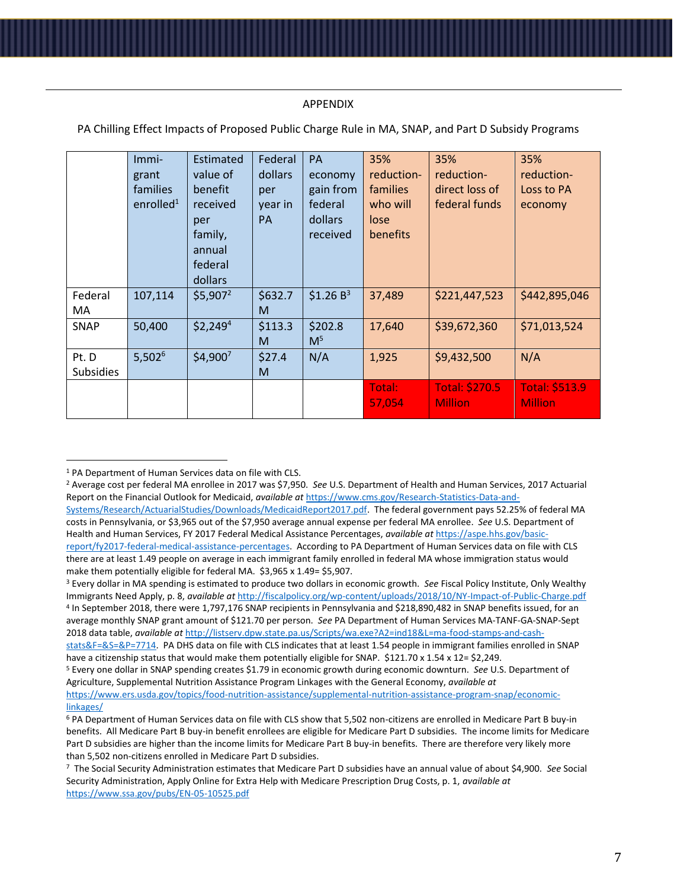APPENDIX

PA Chilling Effect Impacts of Proposed Public Charge Rule in MA, SNAP, and Part D Subsidy Programs

| | Immi-grant families enrolled[1] | Estimated value of benefit received per family, annual federal dollars | Federal dollars per year in PA | PA economy gain from federal dollars received | 35% reduction-families who will lose benefits | 35% reduction-direct loss of federal funds | 35% reduction-Loss to PA economy |
|---|---|---|---|---|---|---|---|
| Federal MA | 107,114 | $5,907[2] | $632.7 M | $1.26 B[3] | 37,489 | $221,447,523 | $442,895,046 |
| SNAP | 50,400 | $2,249[4] | $113.3 M | $202.8 M[5] | 17,640 | $39,672,360 | $71,013,524 |
| Pt. D Subsidies | 5,502[6] | $4,900[7] | $27.4 M | N/A | 1,925 | $9,432,500 | N/A |
| | | | | | Total: 57,054 | Total: $270.5 Million | Total: $513.9 Million |

---

[1] PA Department of Human Services data on file with CLS.

[2] Average cost per federal MA enrollee in 2017 was $7,950. *See* U.S. Department of Health and Human Services, 2017 Actuarial Report on the Financial Outlook for Medicaid, *available at* https://www.cms.gov/Research-Statistics-Data-and-Systems/Research/ActuarialStudies/Downloads/MedicaidReport2017.pdf. The federal government pays 52.25% of federal MA costs in Pennsylvania, or $3,965 out of the $7,950 average annual expense per federal MA enrollee. *See* U.S. Department of Health and Human Services, FY 2017 Federal Medical Assistance Percentages, *available at* https://aspe.hhs.gov/basic-report/fy2017-federal-medical-assistance-percentages. According to PA Department of Human Services data on file with CLS there are at least 1.49 people on average in each immigrant family enrolled in federal MA whose immigration status would make them potentially eligible for federal MA. $3,965 x 1.49= $5,907.

[3] Every dollar in MA spending is estimated to produce two dollars in economic growth. *See* Fiscal Policy Institute, Only Wealthy Immigrants Need Apply, p. 8, *available at* http://fiscalpolicy.org/wp-content/uploads/2018/10/NY-Impact-of-Public-Charge.pdf

[4] In September 2018, there were 1,797,176 SNAP recipients in Pennsylvania and $218,890,482 in SNAP benefits issued, for an average monthly SNAP grant amount of $121.70 per person. *See* PA Department of Human Services MA-TANF-GA-SNAP-Sept 2018 data table, *available at* http://listserv.dpw.state.pa.us/Scripts/wa.exe?A2=ind18&L=ma-food-stamps-and-cash-stats&F=&S=&P=7714. PA DHS data on file with CLS indicates that at least 1.54 people in immigrant families enrolled in SNAP have a citizenship status that would make them potentially eligible for SNAP. $121.70 x 1.54 x 12= $2,249.

[5] Every one dollar in SNAP spending creates $1.79 in economic growth during economic downturn. *See* U.S. Department of Agriculture, Supplemental Nutrition Assistance Program Linkages with the General Economy, *available at* https://www.ers.usda.gov/topics/food-nutrition-assistance/supplemental-nutrition-assistance-program-snap/economic-linkages/

[6] PA Department of Human Services data on file with CLS show that 5,502 non-citizens are enrolled in Medicare Part B buy-in benefits. All Medicare Part B buy-in benefit enrollees are eligible for Medicare Part D subsidies. The income limits for Medicare Part D subsidies are higher than the income limits for Medicare Part B buy-in benefits. There are therefore very likely more than 5,502 non-citizens enrolled in Medicare Part D subsidies.

[7] The Social Security Administration estimates that Medicare Part D subsidies have an annual value of about $4,900. *See* Social Security Administration, Apply Online for Extra Help with Medicare Prescription Drug Costs, p. 1, *available at* https://www.ssa.gov/pubs/EN-05-10525.pdf